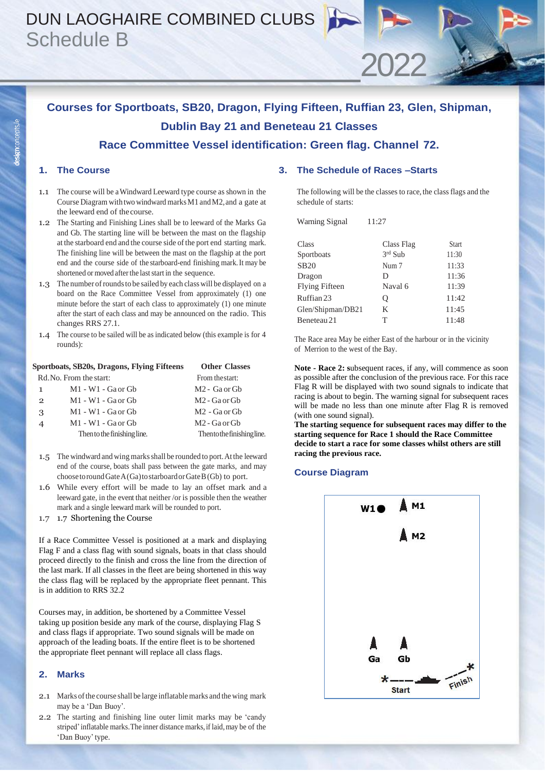# DUN LAOGHAIRE COMBINED CLUBS
# Schedule B

2022

## Courses for Sportboats, SB20, Dragon, Flying Fifteen, Ruffian 23, Glen, Shipman, Dublin Bay 21 and Beneteau 21 Classes

## Race Committee Vessel identification: Green flag. Channel 72.

### 1. The Course

1.1 The course will be a Windward Leeward type course as shown in the Course Diagram with two windward marks M1 and M2, and a gate at the leeward end of the course.

1.2 The Starting and Finishing Lines shall be to leeward of the Marks Ga and Gb. The starting line will be between the mast on the flagship at the starboard end and the course side of the port end starting mark. The finishing line will be between the mast on the flagship at the port end and the course side of the starboard-end finishing mark. It may be shortened or moved after the last start in the sequence.

1.3 The number of rounds to be sailed by each class will be displayed on a board on the Race Committee Vessel from approximately (1) one minute before the start of each class to approximately (1) one minute after the start of each class and may be announced on the radio. This changes RRS 27.1.

1.4 The course to be sailed will be as indicated below (this example is for 4 rounds):

| Rd.No. From the start: | Sportboats, SB20s, Dragons, Flying Fifteens | Other Classes (From the start:) |
|---|---|---|
| 1 | M1 - W1 - Ga or Gb | M2 - Ga or Gb |
| 2 | M1 - W1 - Ga or Gb | M2 - Ga or Gb |
| 3 | M1 - W1 - Ga or Gb | M2 - Ga or Gb |
| 4 | M1 - W1 - Ga or Gb | M2 - Ga or Gb |
| | Then to the finishing line. | Then to the finishing line. |

1.5 The windward and wing marks shall be rounded to port. At the leeward end of the course, boats shall pass between the gate marks, and may choose to round Gate A (Ga) to starboard or Gate B (Gb) to port.

1.6 While every effort will be made to lay an offset mark and a leeward gate, in the event that neither /or is possible then the weather mark and a single leeward mark will be rounded to port.

1.7 1.7 Shortening the Course

If a Race Committee Vessel is positioned at a mark and displaying Flag F and a class flag with sound signals, boats in that class should proceed directly to the finish and cross the line from the direction of the last mark. If all classes in the fleet are being shortened in this way the class flag will be replaced by the appropriate fleet pennant. This is in addition to RRS 32.2

Courses may, in addition, be shortened by a Committee Vessel taking up position beside any mark of the course, displaying Flag S and class flags if appropriate. Two sound signals will be made on approach of the leading boats. If the entire fleet is to be shortened the appropriate fleet pennant will replace all class flags.

### 2. Marks

2.1 Marks of the course shall be large inflatable marks and the wing mark may be a 'Dan Buoy'.

2.2 The starting and finishing line outer limit marks may be 'candy striped' inflatable marks. The inner distance marks, if laid, may be of the 'Dan Buoy' type.

### 3. The Schedule of Races –Starts

The following will be the classes to race, the class flags and the schedule of starts:

Warning Signal 11:27

| Class | Class Flag | Start |
|---|---|---|
| Sportboats | 3rd Sub | 11:30 |
| SB20 | Num 7 | 11:33 |
| Dragon | D | 11:36 |
| Flying Fifteen | Naval 6 | 11:39 |
| Ruffian 23 | Q | 11:42 |
| Glen/Shipman/DB21 | K | 11:45 |
| Beneteau 21 | T | 11:48 |

The Race area May be either East of the harbour or in the vicinity of Merrion to the west of the Bay.

**Note - Race 2: s**ubsequent races, if any, will commence as soon as possible after the conclusion of the previous race. For this race Flag R will be displayed with two sound signals to indicate that racing is about to begin. The warning signal for subsequent races will be made no less than one minute after Flag R is removed (with one sound signal).

**The starting sequence for subsequent races may differ to the starting sequence for Race 1 should the Race Committee decide to start a race for some classes whilst others are still racing the previous race.**

### Course Diagram

W1 M1 M2 Ga Gb Start Finish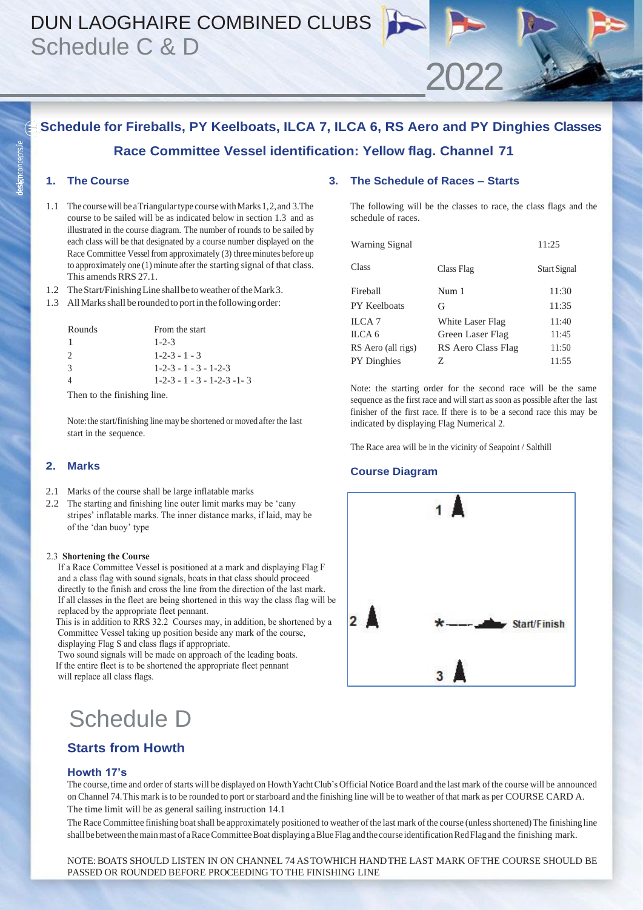# DUN LAOGHAIRE COMBINED CLUBS
## Schedule C & D

2022

## Schedule for Fireballs, PY Keelboats, ILCA 7, ILCA 6, RS Aero and PY Dinghies Classes

### Race Committee Vessel identification: Yellow flag. Channel 71

### 1. The Course

1.1 The course will be a Triangular type course with Marks 1, 2, and 3. The course to be sailed will be as indicated below in section 1.3 and as illustrated in the course diagram. The number of rounds to be sailed by each class will be that designated by a course number displayed on the Race Committee Vessel from approximately (3) three minutes before up to approximately one (1) minute after the starting signal of that class. This amends RRS 27.1.

1.2 The Start/Finishing Line shall be to weather of the Mark 3.

1.3 All Marks shall be rounded to port in the following order:

| Rounds | From the start |
|---|---|
| 1 | 1-2-3 |
| 2 | 1-2-3 - 1 - 3 |
| 3 | 1-2-3 - 1 - 3 - 1-2-3 |
| 4 | 1-2-3 - 1 - 3 - 1-2-3 -1- 3 |

Then to the finishing line.

Note: the start/finishing line may be shortened or moved after the last start in the sequence.

### 2. Marks

2.1 Marks of the course shall be large inflatable marks

2.2 The starting and finishing line outer limit marks may be 'cany stripes' inflatable marks. The inner distance marks, if laid, may be of the 'dan buoy' type

2.3 **Shortening the Course**

If a Race Committee Vessel is positioned at a mark and displaying Flag F and a class flag with sound signals, boats in that class should proceed directly to the finish and cross the line from the direction of the last mark. If all classes in the fleet are being shortened in this way the class flag will be replaced by the appropriate fleet pennant.

This is in addition to RRS 32.2 Courses may, in addition, be shortened by a Committee Vessel taking up position beside any mark of the course, displaying Flag S and class flags if appropriate.

Two sound signals will be made on approach of the leading boats.

If the entire fleet is to be shortened the appropriate fleet pennant will replace all class flags.

### 3. The Schedule of Races – Starts

The following will be the classes to race, the class flags and the schedule of races.

| Warning Signal | | 11:25 |
|---|---|---|
| Class | Class Flag | Start Signal |
| Fireball | Num 1 | 11:30 |
| PY Keelboats | G | 11:35 |
| ILCA 7 | White Laser Flag | 11:40 |
| ILCA 6 | Green Laser Flag | 11:45 |
| RS Aero (all rigs) | RS Aero Class Flag | 11:50 |
| PY Dinghies | Z | 11:55 |

Note: the starting order for the second race will be the same sequence as the first race and will start as soon as possible after the last finisher of the first race. If there is to be a second race this may be indicated by displaying Flag Numerical 2.

The Race area will be in the vicinity of Seapoint / Salthill

### Course Diagram

1

2

Start/Finish

3

# Schedule D

## Starts from Howth

### Howth 17's

The course, time and order of starts will be displayed on Howth Yacht Club's Official Notice Board and the last mark of the course will be announced on Channel 74. This mark is to be rounded to port or starboard and the finishing line will be to weather of that mark as per COURSE CARD A.

The time limit will be as general sailing instruction 14.1

The Race Committee finishing boat shall be approximately positioned to weather of the last mark of the course (unless shortened) The finishing line shall be between the main mast of a Race Committee Boat displaying a Blue Flag and the course identification Red Flag and the finishing mark.

NOTE: BOATS SHOULD LISTEN IN ON CHANNEL 74 AS TO WHICH HAND THE LAST MARK OF THE COURSE SHOULD BE PASSED OR ROUNDED BEFORE PROCEEDING TO THE FINISHING LINE